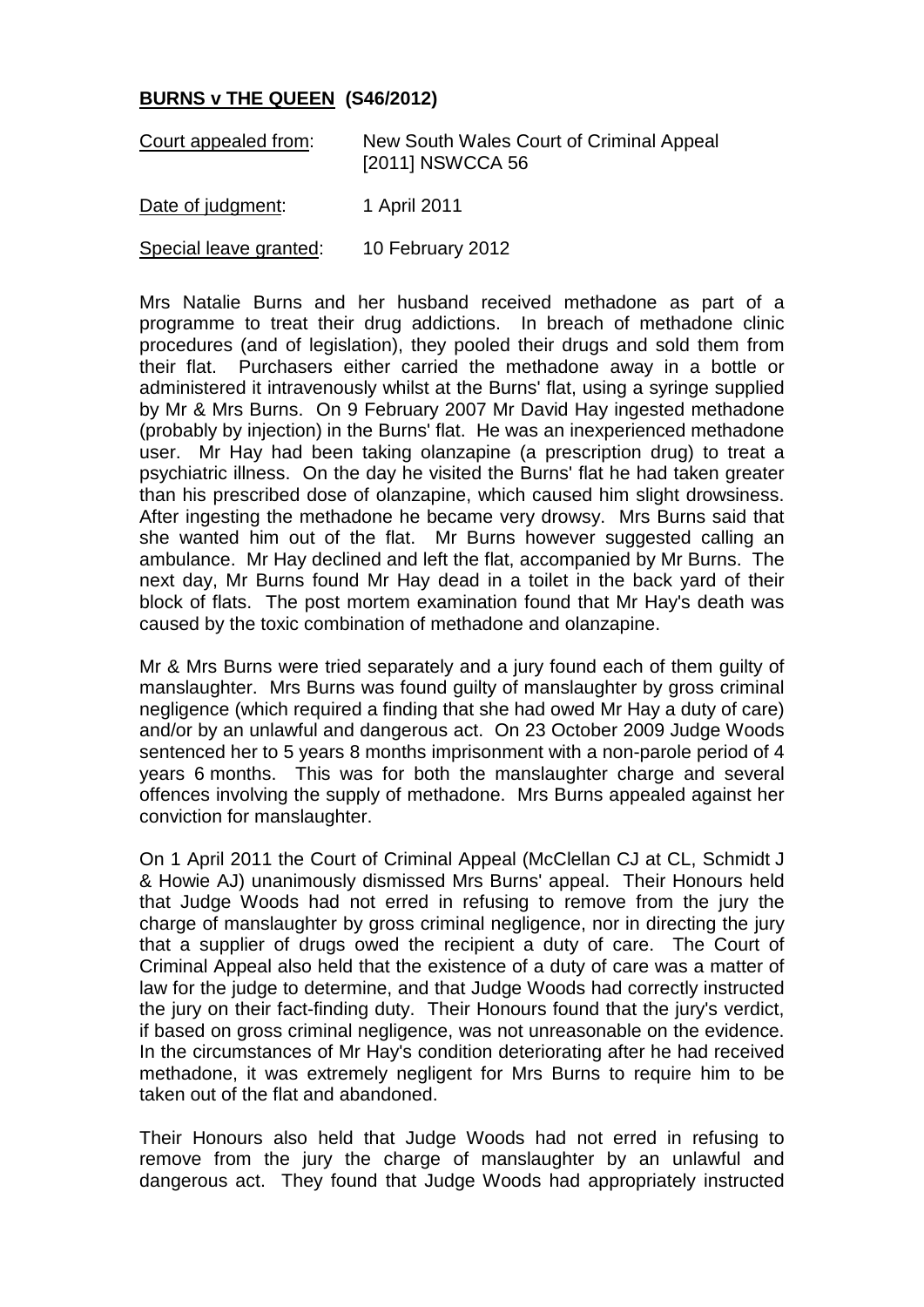**BURNS v THE QUEEN (S46/2012)**

| | |
|---|---|
| Court appealed from: | New South Wales Court of Criminal Appeal [2011] NSWCCA 56 |
| Date of judgment: | 1 April 2011 |
| Special leave granted: | 10 February 2012 |

Mrs Natalie Burns and her husband received methadone as part of a programme to treat their drug addictions. In breach of methadone clinic procedures (and of legislation), they pooled their drugs and sold them from their flat. Purchasers either carried the methadone away in a bottle or administered it intravenously whilst at the Burns' flat, using a syringe supplied by Mr & Mrs Burns. On 9 February 2007 Mr David Hay ingested methadone (probably by injection) in the Burns' flat. He was an inexperienced methadone user. Mr Hay had been taking olanzapine (a prescription drug) to treat a psychiatric illness. On the day he visited the Burns' flat he had taken greater than his prescribed dose of olanzapine, which caused him slight drowsiness. After ingesting the methadone he became very drowsy. Mrs Burns said that she wanted him out of the flat. Mr Burns however suggested calling an ambulance. Mr Hay declined and left the flat, accompanied by Mr Burns. The next day, Mr Burns found Mr Hay dead in a toilet in the back yard of their block of flats. The post mortem examination found that Mr Hay's death was caused by the toxic combination of methadone and olanzapine.

Mr & Mrs Burns were tried separately and a jury found each of them guilty of manslaughter. Mrs Burns was found guilty of manslaughter by gross criminal negligence (which required a finding that she had owed Mr Hay a duty of care) and/or by an unlawful and dangerous act. On 23 October 2009 Judge Woods sentenced her to 5 years 8 months imprisonment with a non-parole period of 4 years 6 months. This was for both the manslaughter charge and several offences involving the supply of methadone. Mrs Burns appealed against her conviction for manslaughter.

On 1 April 2011 the Court of Criminal Appeal (McClellan CJ at CL, Schmidt J & Howie AJ) unanimously dismissed Mrs Burns' appeal. Their Honours held that Judge Woods had not erred in refusing to remove from the jury the charge of manslaughter by gross criminal negligence, nor in directing the jury that a supplier of drugs owed the recipient a duty of care. The Court of Criminal Appeal also held that the existence of a duty of care was a matter of law for the judge to determine, and that Judge Woods had correctly instructed the jury on their fact-finding duty. Their Honours found that the jury's verdict, if based on gross criminal negligence, was not unreasonable on the evidence. In the circumstances of Mr Hay's condition deteriorating after he had received methadone, it was extremely negligent for Mrs Burns to require him to be taken out of the flat and abandoned.

Their Honours also held that Judge Woods had not erred in refusing to remove from the jury the charge of manslaughter by an unlawful and dangerous act. They found that Judge Woods had appropriately instructed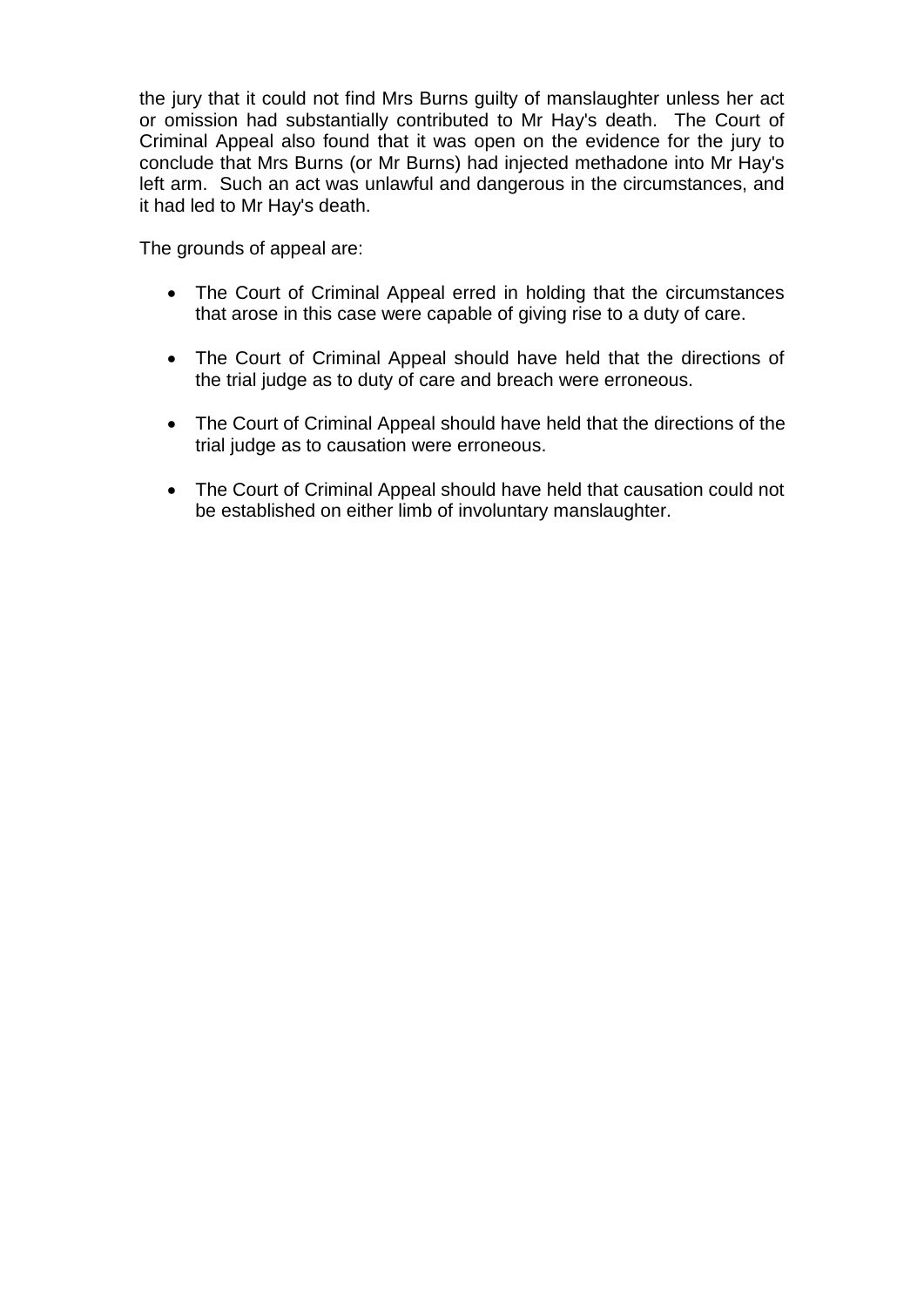the jury that it could not find Mrs Burns guilty of manslaughter unless her act or omission had substantially contributed to Mr Hay's death. The Court of Criminal Appeal also found that it was open on the evidence for the jury to conclude that Mrs Burns (or Mr Burns) had injected methadone into Mr Hay's left arm. Such an act was unlawful and dangerous in the circumstances, and it had led to Mr Hay's death.

The grounds of appeal are:

- The Court of Criminal Appeal erred in holding that the circumstances that arose in this case were capable of giving rise to a duty of care.
- The Court of Criminal Appeal should have held that the directions of the trial judge as to duty of care and breach were erroneous.
- The Court of Criminal Appeal should have held that the directions of the trial judge as to causation were erroneous.
- The Court of Criminal Appeal should have held that causation could not be established on either limb of involuntary manslaughter.